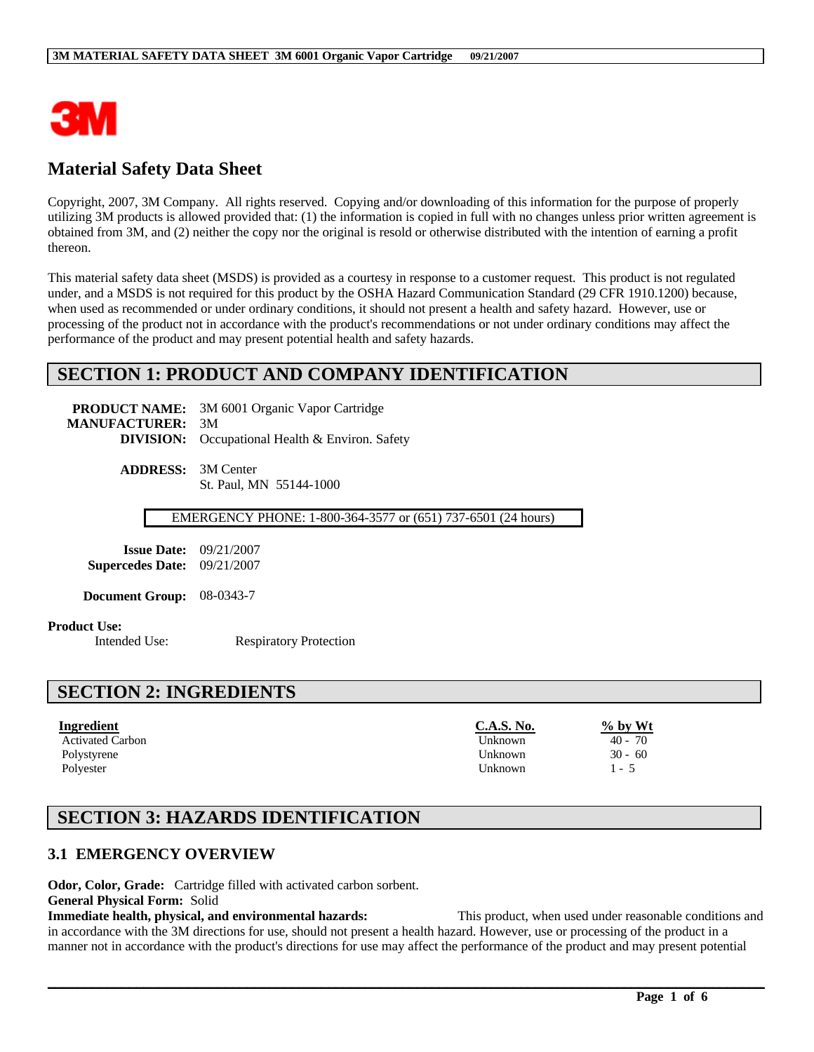# Material Safety Data Sheet

Copyright, 2007, 3M Company. All rights reserved. Copying and/or downloading of this information for the purpose of properly utilizing 3M products is allowed provided that: (1) the information is copied in full with no changes unless prior written agreement is obtained from 3M, and (2) neither the copy nor the original is resold or otherwise distributed with the intention of earning a profit thereon.

This material safety data sheet (MSDS) is provided as a courtesy in response to a customer request. This product is not regulated under, and a MSDS is not required for this product by the OSHA Hazard Communication Standard (29 CFR 1910.1200) because, when used as recommended or under ordinary conditions, it should not present a health and safety hazard. However, use or processing of the product not in accordance with the product's recommendations or not under ordinary conditions may affect the performance of the product and may present potential health and safety hazards.

## SECTION 1: PRODUCT AND COMPANY IDENTIFICATION

**PRODUCT NAME:** 3M 6001 Organic Vapor Cartridge
**MANUFACTURER:** 3M
**DIVISION:** Occupational Health & Environ. Safety

**ADDRESS:** 3M Center
St. Paul, MN 55144-1000

EMERGENCY PHONE: 1-800-364-3577 or (651) 737-6501 (24 hours)

**Issue Date:** 09/21/2007
**Supercedes Date:** 09/21/2007

**Document Group:** 08-0343-7

**Product Use:**
Intended Use: Respiratory Protection

## SECTION 2: INGREDIENTS

| Ingredient | C.A.S. No. | % by Wt |
|---|---|---|
| Activated Carbon | Unknown | 40 - 70 |
| Polystyrene | Unknown | 30 - 60 |
| Polyester | Unknown | 1 - 5 |

## SECTION 3: HAZARDS IDENTIFICATION

### 3.1 EMERGENCY OVERVIEW

**Odor, Color, Grade:** Cartridge filled with activated carbon sorbent.
**General Physical Form:** Solid
**Immediate health, physical, and environmental hazards:** This product, when used under reasonable conditions and in accordance with the 3M directions for use, should not present a health hazard. However, use or processing of the product in a manner not in accordance with the product's directions for use may affect the performance of the product and may present potential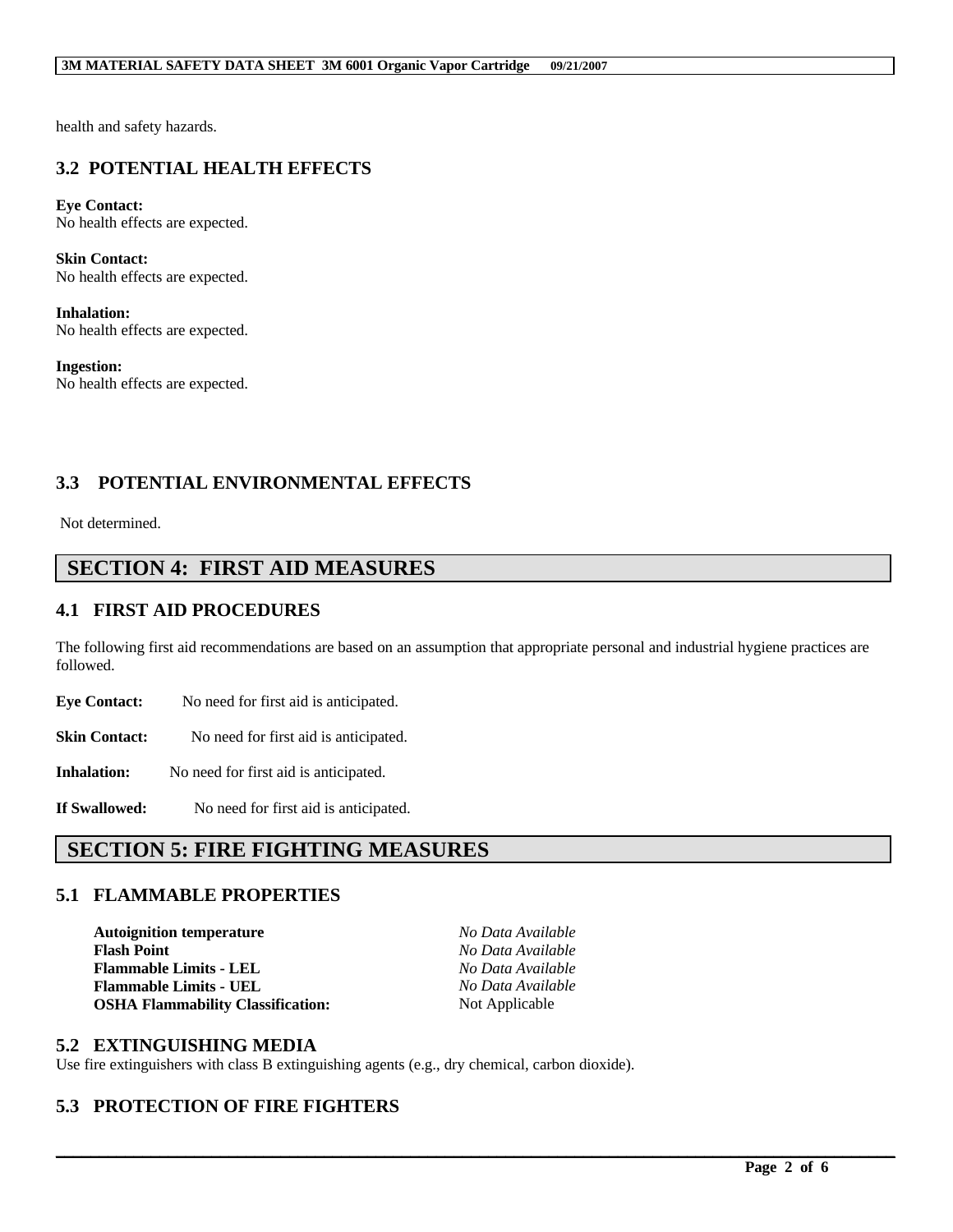health and safety hazards.

### 3.2 POTENTIAL HEALTH EFFECTS

**Eye Contact:**
No health effects are expected.

**Skin Contact:**
No health effects are expected.

**Inhalation:**
No health effects are expected.

**Ingestion:**
No health effects are expected.

### 3.3 POTENTIAL ENVIRONMENTAL EFFECTS

Not determined.

## SECTION 4: FIRST AID MEASURES

### 4.1 FIRST AID PROCEDURES

The following first aid recommendations are based on an assumption that appropriate personal and industrial hygiene practices are followed.

**Eye Contact:** No need for first aid is anticipated.

**Skin Contact:** No need for first aid is anticipated.

**Inhalation:** No need for first aid is anticipated.

**If Swallowed:** No need for first aid is anticipated.

## SECTION 5: FIRE FIGHTING MEASURES

### 5.1 FLAMMABLE PROPERTIES

| | |
|---|---|
| **Autoignition temperature** | *No Data Available* |
| **Flash Point** | *No Data Available* |
| **Flammable Limits - LEL** | *No Data Available* |
| **Flammable Limits - UEL** | *No Data Available* |
| **OSHA Flammability Classification:** | Not Applicable |

### 5.2 EXTINGUISHING MEDIA

Use fire extinguishers with class B extinguishing agents (e.g., dry chemical, carbon dioxide).

### 5.3 PROTECTION OF FIRE FIGHTERS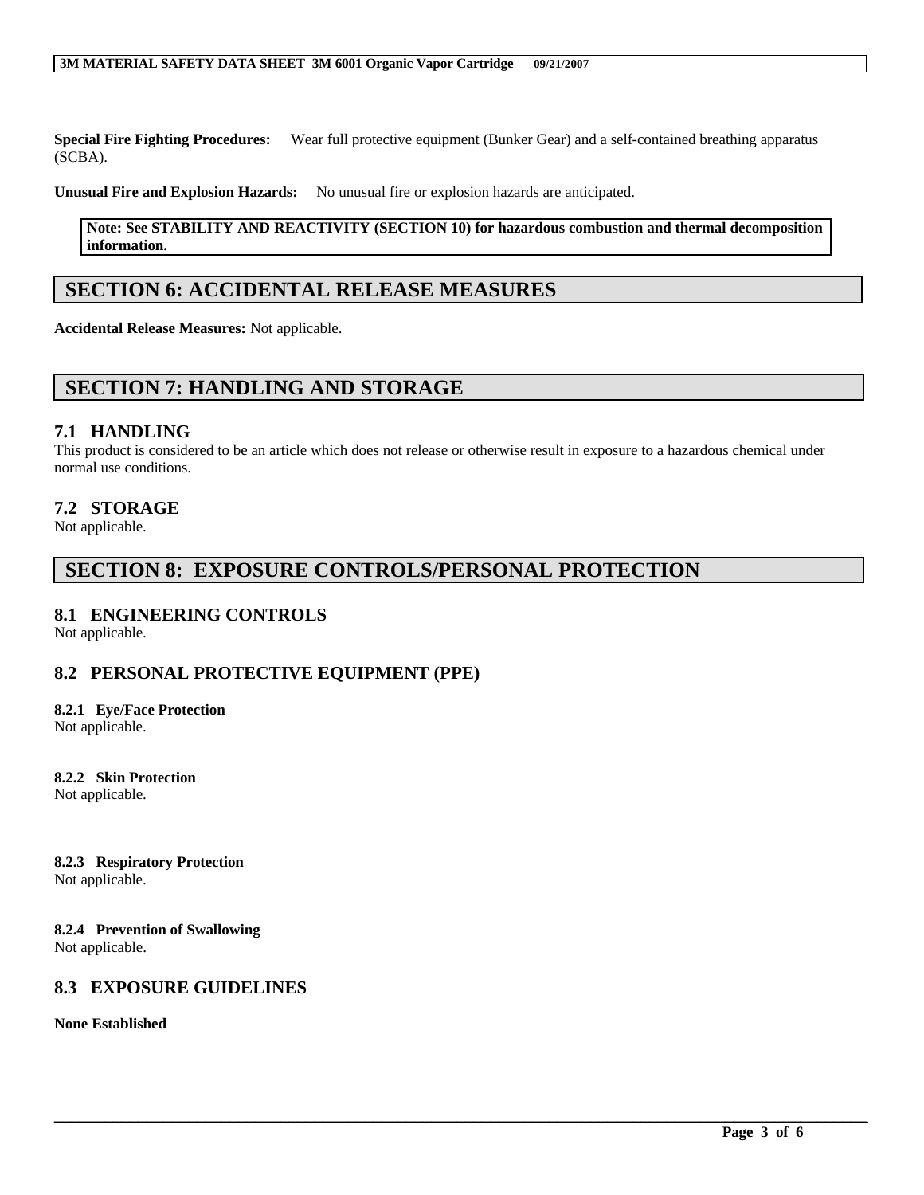**Special Fire Fighting Procedures:** Wear full protective equipment (Bunker Gear) and a self-contained breathing apparatus (SCBA).

**Unusual Fire and Explosion Hazards:** No unusual fire or explosion hazards are anticipated.

**Note: See STABILITY AND REACTIVITY (SECTION 10) for hazardous combustion and thermal decomposition information.**

## SECTION 6: ACCIDENTAL RELEASE MEASURES

**Accidental Release Measures:** Not applicable.

## SECTION 7: HANDLING AND STORAGE

### 7.1 HANDLING

This product is considered to be an article which does not release or otherwise result in exposure to a hazardous chemical under normal use conditions.

### 7.2 STORAGE

Not applicable.

## SECTION 8: EXPOSURE CONTROLS/PERSONAL PROTECTION

### 8.1 ENGINEERING CONTROLS

Not applicable.

### 8.2 PERSONAL PROTECTIVE EQUIPMENT (PPE)

#### 8.2.1 Eye/Face Protection

Not applicable.

#### 8.2.2 Skin Protection

Not applicable.

#### 8.2.3 Respiratory Protection

Not applicable.

#### 8.2.4 Prevention of Swallowing

Not applicable.

### 8.3 EXPOSURE GUIDELINES

**None Established**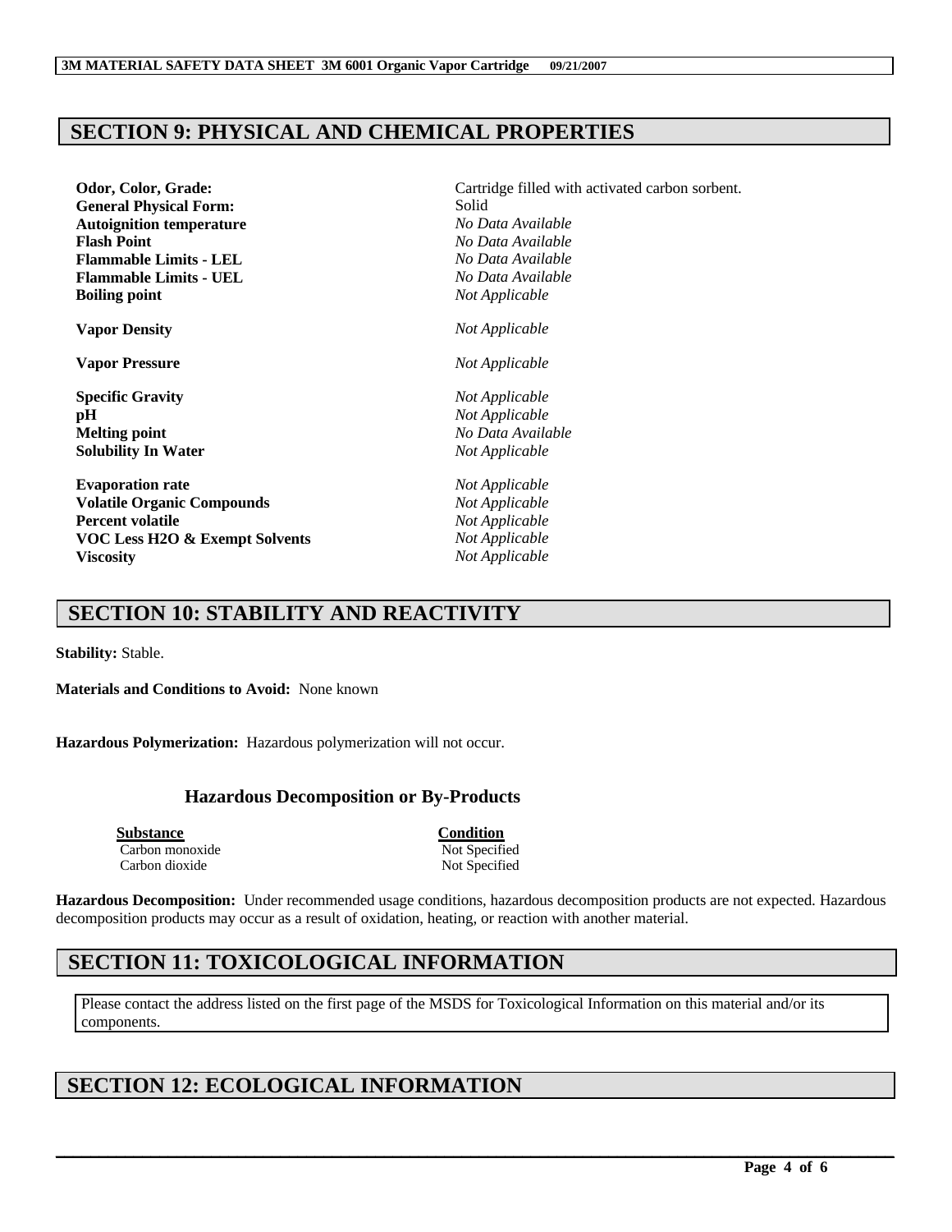## SECTION 9: PHYSICAL AND CHEMICAL PROPERTIES

| | |
|---|---|
| **Odor, Color, Grade:** | Cartridge filled with activated carbon sorbent. |
| **General Physical Form:** | Solid |
| **Autoignition temperature** | *No Data Available* |
| **Flash Point** | *No Data Available* |
| **Flammable Limits - LEL** | *No Data Available* |
| **Flammable Limits - UEL** | *No Data Available* |
| **Boiling point** | *Not Applicable* |
| **Vapor Density** | *Not Applicable* |
| **Vapor Pressure** | *Not Applicable* |
| **Specific Gravity** | *Not Applicable* |
| **pH** | *Not Applicable* |
| **Melting point** | *No Data Available* |
| **Solubility In Water** | *Not Applicable* |
| **Evaporation rate** | *Not Applicable* |
| **Volatile Organic Compounds** | *Not Applicable* |
| **Percent volatile** | *Not Applicable* |
| **VOC Less H2O & Exempt Solvents** | *Not Applicable* |
| **Viscosity** | *Not Applicable* |

## SECTION 10: STABILITY AND REACTIVITY

**Stability:** Stable.

**Materials and Conditions to Avoid:** None known

**Hazardous Polymerization:** Hazardous polymerization will not occur.

### Hazardous Decomposition or By-Products

| Substance | Condition |
|---|---|
| Carbon monoxide | Not Specified |
| Carbon dioxide | Not Specified |

**Hazardous Decomposition:** Under recommended usage conditions, hazardous decomposition products are not expected. Hazardous decomposition products may occur as a result of oxidation, heating, or reaction with another material.

## SECTION 11: TOXICOLOGICAL INFORMATION

Please contact the address listed on the first page of the MSDS for Toxicological Information on this material and/or its components.

## SECTION 12: ECOLOGICAL INFORMATION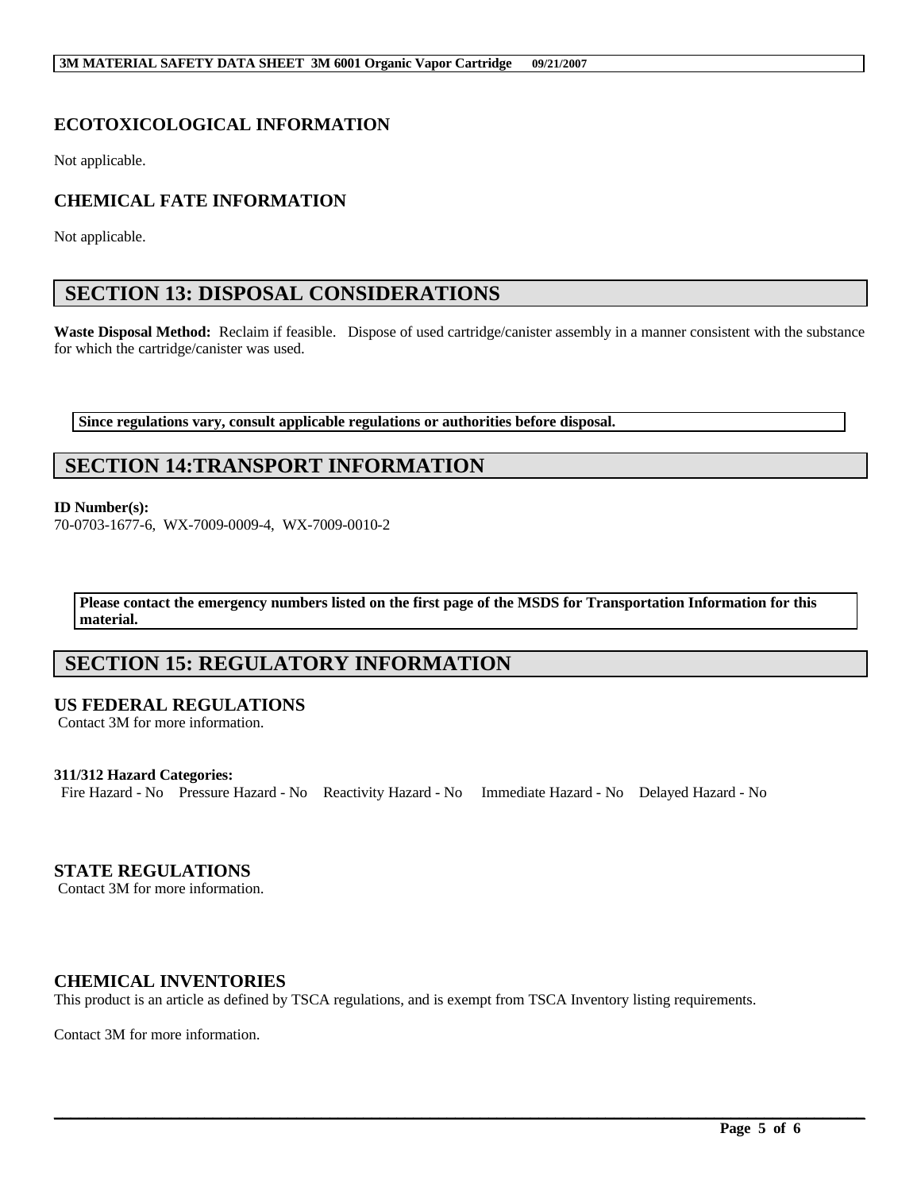## ECOTOXICOLOGICAL INFORMATION

Not applicable.

## CHEMICAL FATE INFORMATION

Not applicable.

# SECTION 13: DISPOSAL CONSIDERATIONS

**Waste Disposal Method:** Reclaim if feasible. Dispose of used cartridge/canister assembly in a manner consistent with the substance for which the cartridge/canister was used.

**Since regulations vary, consult applicable regulations or authorities before disposal.**

# SECTION 14:TRANSPORT INFORMATION

**ID Number(s):**
70-0703-1677-6, WX-7009-0009-4, WX-7009-0010-2

**Please contact the emergency numbers listed on the first page of the MSDS for Transportation Information for this material.**

# SECTION 15: REGULATORY INFORMATION

## US FEDERAL REGULATIONS

Contact 3M for more information.

**311/312 Hazard Categories:**
Fire Hazard - No Pressure Hazard - No Reactivity Hazard - No Immediate Hazard - No Delayed Hazard - No

## STATE REGULATIONS

Contact 3M for more information.

## CHEMICAL INVENTORIES

This product is an article as defined by TSCA regulations, and is exempt from TSCA Inventory listing requirements.

Contact 3M for more information.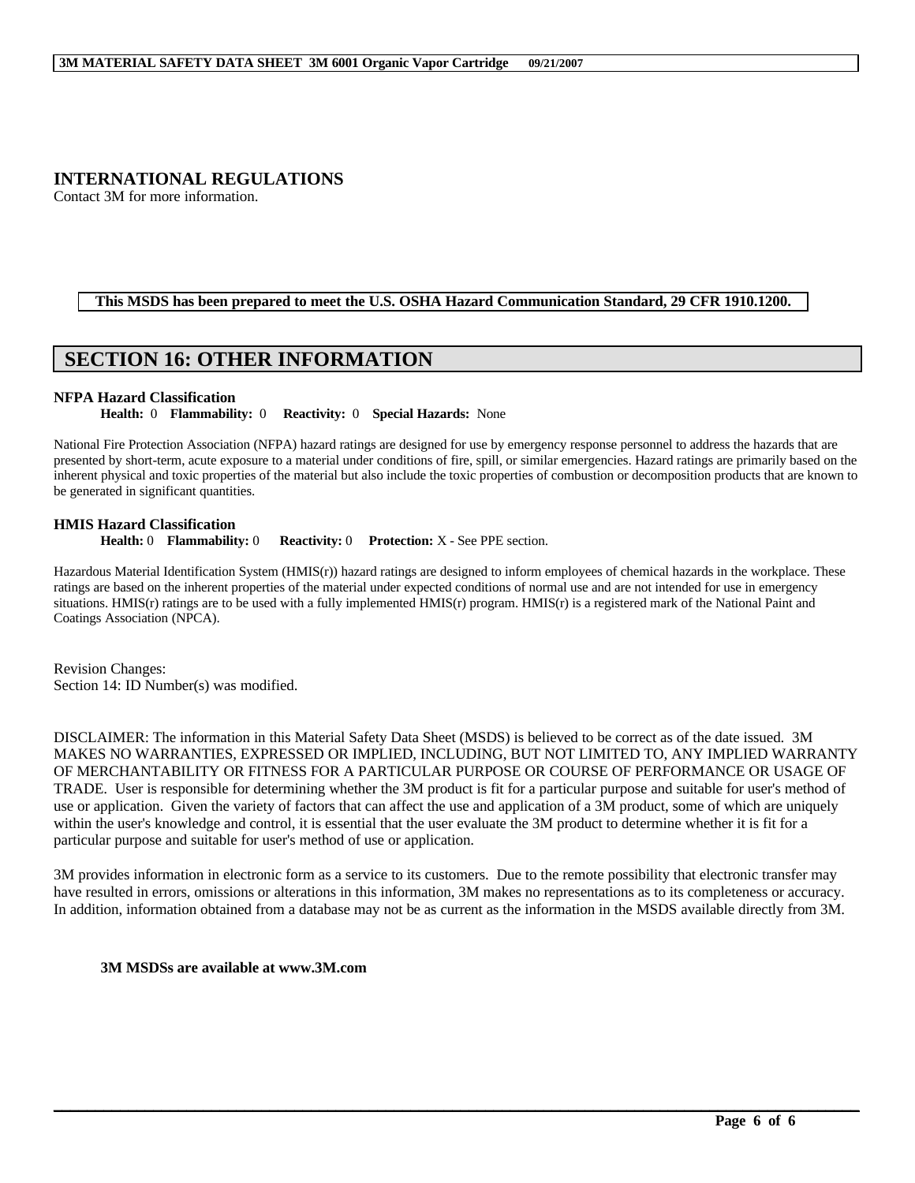## INTERNATIONAL REGULATIONS

Contact 3M for more information.

**This MSDS has been prepared to meet the U.S. OSHA Hazard Communication Standard, 29 CFR 1910.1200.**

# SECTION 16: OTHER INFORMATION

**NFPA Hazard Classification**

**Health:** 0 **Flammability:** 0 **Reactivity:** 0 **Special Hazards:** None

National Fire Protection Association (NFPA) hazard ratings are designed for use by emergency response personnel to address the hazards that are presented by short-term, acute exposure to a material under conditions of fire, spill, or similar emergencies. Hazard ratings are primarily based on the inherent physical and toxic properties of the material but also include the toxic properties of combustion or decomposition products that are known to be generated in significant quantities.

**HMIS Hazard Classification**

**Health:** 0 **Flammability:** 0 **Reactivity:** 0 **Protection:** X - See PPE section.

Hazardous Material Identification System (HMIS(r)) hazard ratings are designed to inform employees of chemical hazards in the workplace. These ratings are based on the inherent properties of the material under expected conditions of normal use and are not intended for use in emergency situations. HMIS(r) ratings are to be used with a fully implemented HMIS(r) program. HMIS(r) is a registered mark of the National Paint and Coatings Association (NPCA).

Revision Changes:
Section 14: ID Number(s) was modified.

DISCLAIMER: The information in this Material Safety Data Sheet (MSDS) is believed to be correct as of the date issued. 3M MAKES NO WARRANTIES, EXPRESSED OR IMPLIED, INCLUDING, BUT NOT LIMITED TO, ANY IMPLIED WARRANTY OF MERCHANTABILITY OR FITNESS FOR A PARTICULAR PURPOSE OR COURSE OF PERFORMANCE OR USAGE OF TRADE. User is responsible for determining whether the 3M product is fit for a particular purpose and suitable for user's method of use or application. Given the variety of factors that can affect the use and application of a 3M product, some of which are uniquely within the user's knowledge and control, it is essential that the user evaluate the 3M product to determine whether it is fit for a particular purpose and suitable for user's method of use or application.

3M provides information in electronic form as a service to its customers. Due to the remote possibility that electronic transfer may have resulted in errors, omissions or alterations in this information, 3M makes no representations as to its completeness or accuracy. In addition, information obtained from a database may not be as current as the information in the MSDS available directly from 3M.

**3M MSDSs are available at www.3M.com**